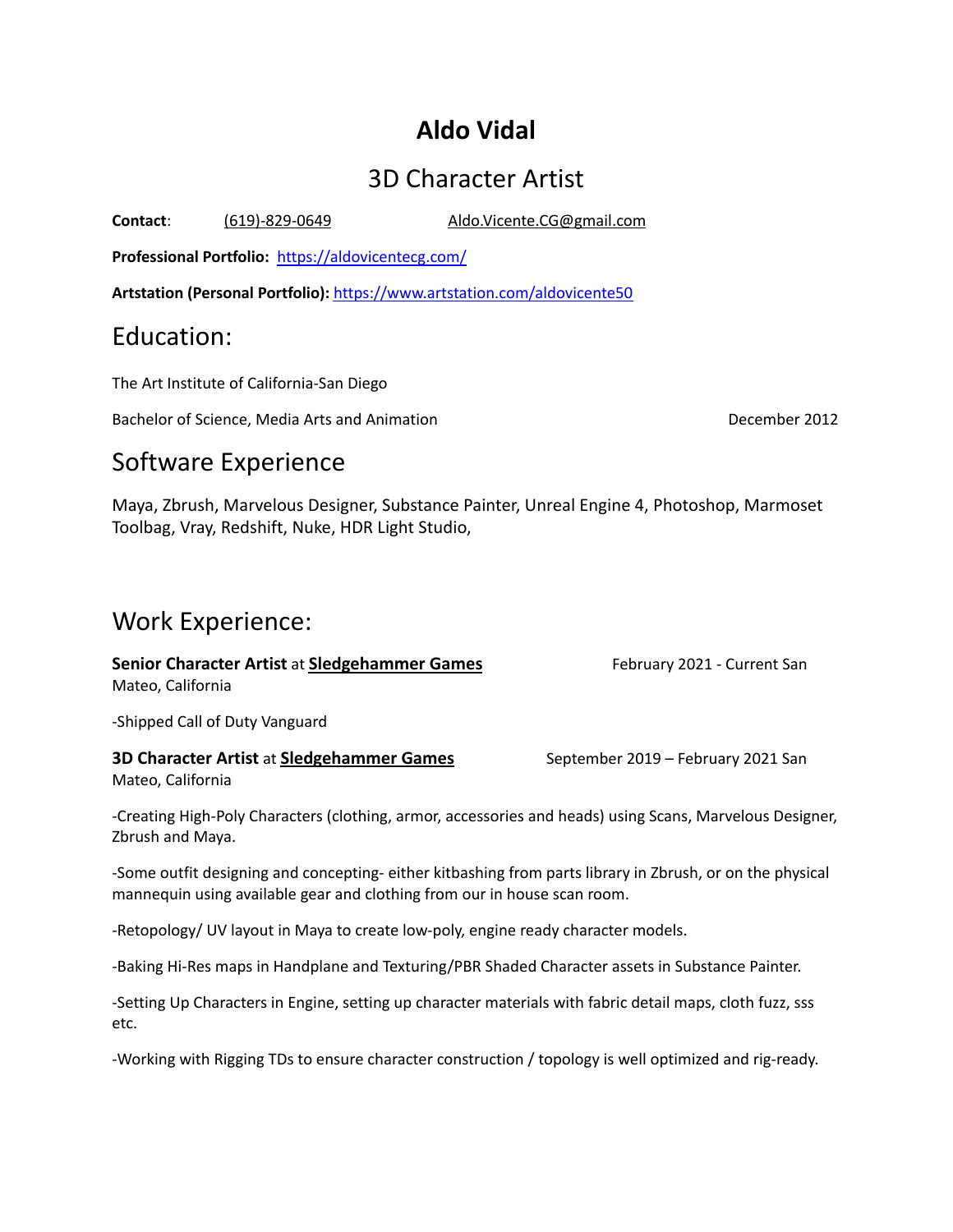# Aldo Vidal

## 3D Character Artist

**Contact**: (619)-829-0649 Aldo.Vicente.CG@gmail.com

**Professional Portfolio:** https://aldovicentecg.com/

**Artstation (Personal Portfolio):** https://www.artstation.com/aldovicente50

## Education:

The Art Institute of California-San Diego

Bachelor of Science, Media Arts and Animation December 2012

## Software Experience

Maya, Zbrush, Marvelous Designer, Substance Painter, Unreal Engine 4, Photoshop, Marmoset Toolbag, Vray, Redshift, Nuke, HDR Light Studio,

## Work Experience:

**Senior Character Artist** at **Sledgehammer Games** February 2021 - Current San Mateo, California

-Shipped Call of Duty Vanguard

**3D Character Artist** at **Sledgehammer Games** September 2019 – February 2021 San Mateo, California

-Creating High-Poly Characters (clothing, armor, accessories and heads) using Scans, Marvelous Designer, Zbrush and Maya.

-Some outfit designing and concepting- either kitbashing from parts library in Zbrush, or on the physical mannequin using available gear and clothing from our in house scan room.

-Retopology/ UV layout in Maya to create low-poly, engine ready character models.

-Baking Hi-Res maps in Handplane and Texturing/PBR Shaded Character assets in Substance Painter.

-Setting Up Characters in Engine, setting up character materials with fabric detail maps, cloth fuzz, sss etc.

-Working with Rigging TDs to ensure character construction / topology is well optimized and rig-ready.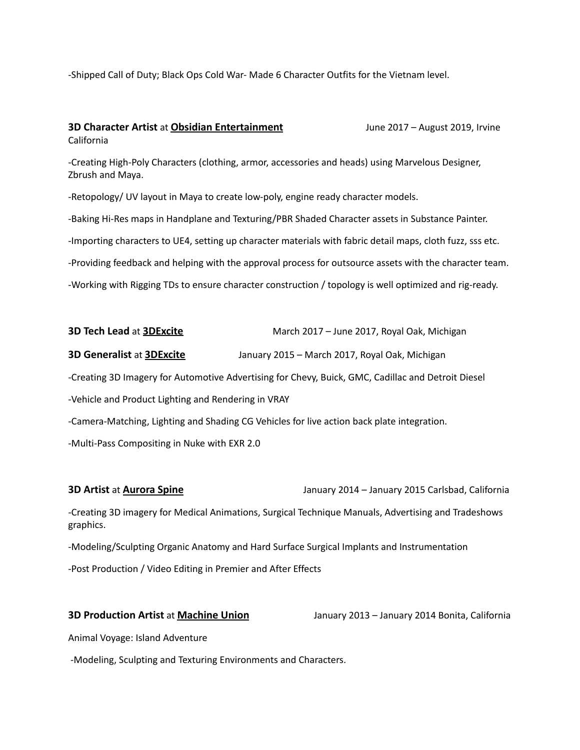-Shipped Call of Duty; Black Ops Cold War- Made 6 Character Outfits for the Vietnam level.

**3D Character Artist** at **Obsidian Entertainment** June 2017 – August 2019, Irvine California

-Creating High-Poly Characters (clothing, armor, accessories and heads) using Marvelous Designer, Zbrush and Maya.

-Retopology/ UV layout in Maya to create low-poly, engine ready character models.

-Baking Hi-Res maps in Handplane and Texturing/PBR Shaded Character assets in Substance Painter.

-Importing characters to UE4, setting up character materials with fabric detail maps, cloth fuzz, sss etc.

-Providing feedback and helping with the approval process for outsource assets with the character team.

-Working with Rigging TDs to ensure character construction / topology is well optimized and rig-ready.

**3D Tech Lead** at **3DExcite** March 2017 – June 2017, Royal Oak, Michigan

**3D Generalist** at **3DExcite** January 2015 – March 2017, Royal Oak, Michigan

-Creating 3D Imagery for Automotive Advertising for Chevy, Buick, GMC, Cadillac and Detroit Diesel

-Vehicle and Product Lighting and Rendering in VRAY

-Camera-Matching, Lighting and Shading CG Vehicles for live action back plate integration.

-Multi-Pass Compositing in Nuke with EXR 2.0

**3D Artist** at **Aurora Spine** January 2014 – January 2015 Carlsbad, California

-Creating 3D imagery for Medical Animations, Surgical Technique Manuals, Advertising and Tradeshows graphics.

-Modeling/Sculpting Organic Anatomy and Hard Surface Surgical Implants and Instrumentation

-Post Production / Video Editing in Premier and After Effects

**3D Production Artist** at **Machine Union** January 2013 – January 2014 Bonita, California

Animal Voyage: Island Adventure

-Modeling, Sculpting and Texturing Environments and Characters.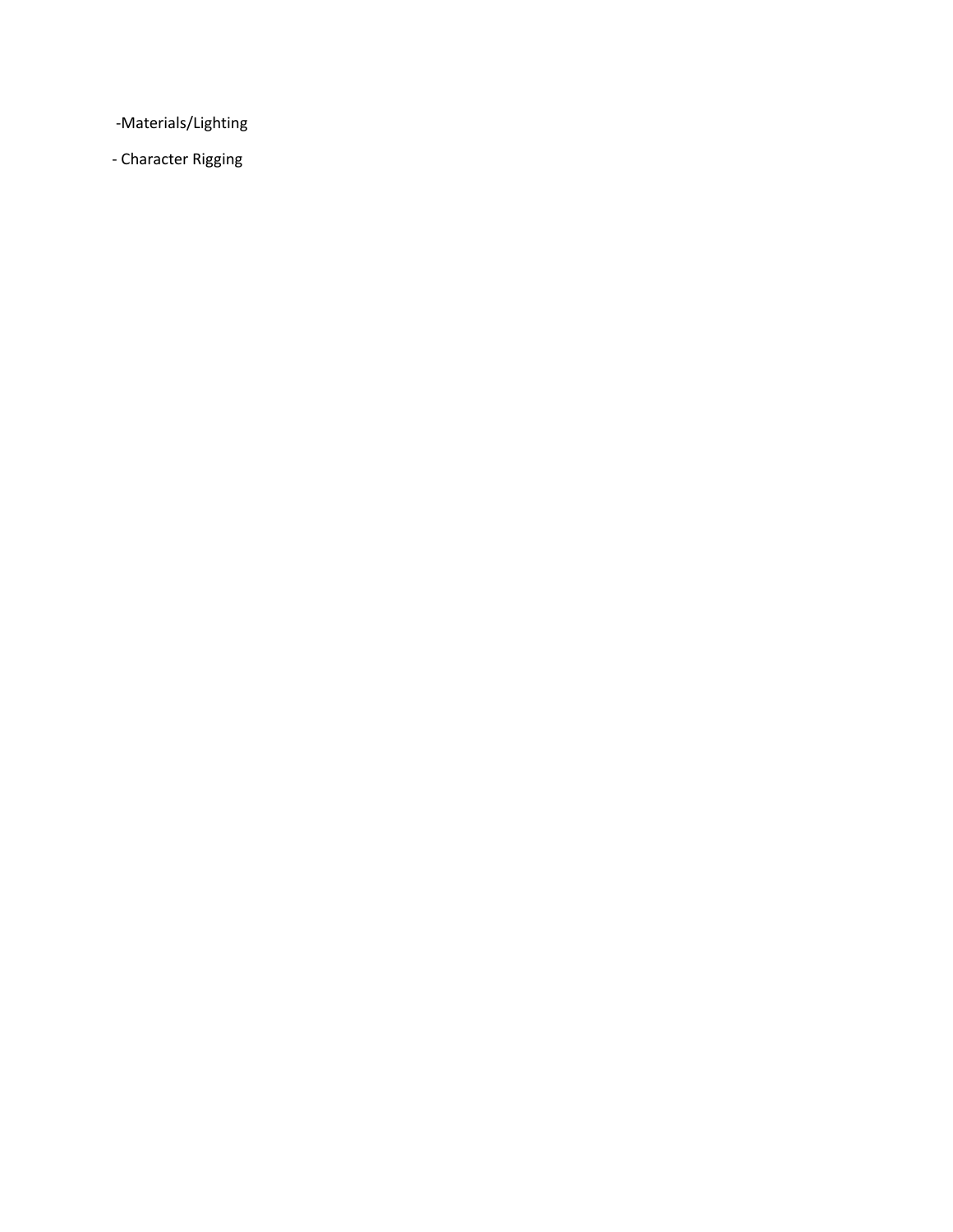-Materials/Lighting

- Character Rigging